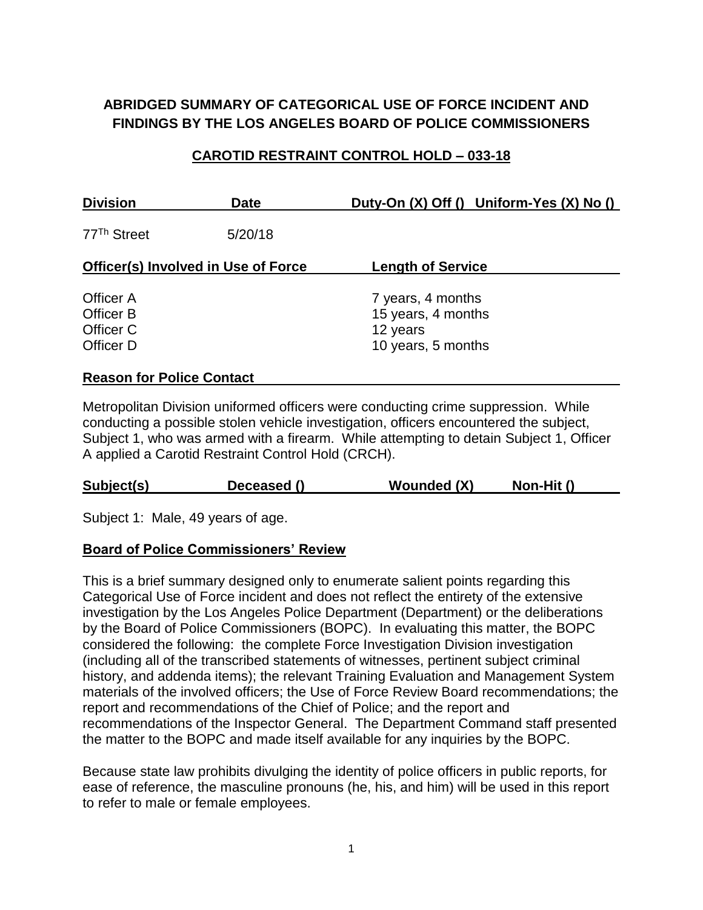# ABRIDGED SUMMARY OF CATEGORICAL USE OF FORCE INCIDENT AND FINDINGS BY THE LOS ANGELES BOARD OF POLICE COMMISSIONERS

## CAROTID RESTRAINT CONTROL HOLD – 033-18

| Division | Date | Duty-On (X) Off () | Uniform-Yes (X) No () |
|---|---|---|---|
| 77th Street | 5/20/18 | | |

| Officer(s) Involved in Use of Force | Length of Service |
|---|---|
| Officer A | 7 years, 4 months |
| Officer B | 15 years, 4 months |
| Officer C | 12 years |
| Officer D | 10 years, 5 months |

**Reason for Police Contact**

Metropolitan Division uniformed officers were conducting crime suppression. While conducting a possible stolen vehicle investigation, officers encountered the subject, Subject 1, who was armed with a firearm. While attempting to detain Subject 1, Officer A applied a Carotid Restraint Control Hold (CRCH).

| Subject(s) | Deceased () | Wounded (X) | Non-Hit () |
|---|---|---|---|

Subject 1: Male, 49 years of age.

**Board of Police Commissioners' Review**

This is a brief summary designed only to enumerate salient points regarding this Categorical Use of Force incident and does not reflect the entirety of the extensive investigation by the Los Angeles Police Department (Department) or the deliberations by the Board of Police Commissioners (BOPC). In evaluating this matter, the BOPC considered the following: the complete Force Investigation Division investigation (including all of the transcribed statements of witnesses, pertinent subject criminal history, and addenda items); the relevant Training Evaluation and Management System materials of the involved officers; the Use of Force Review Board recommendations; the report and recommendations of the Chief of Police; and the report and recommendations of the Inspector General. The Department Command staff presented the matter to the BOPC and made itself available for any inquiries by the BOPC.

Because state law prohibits divulging the identity of police officers in public reports, for ease of reference, the masculine pronouns (he, his, and him) will be used in this report to refer to male or female employees.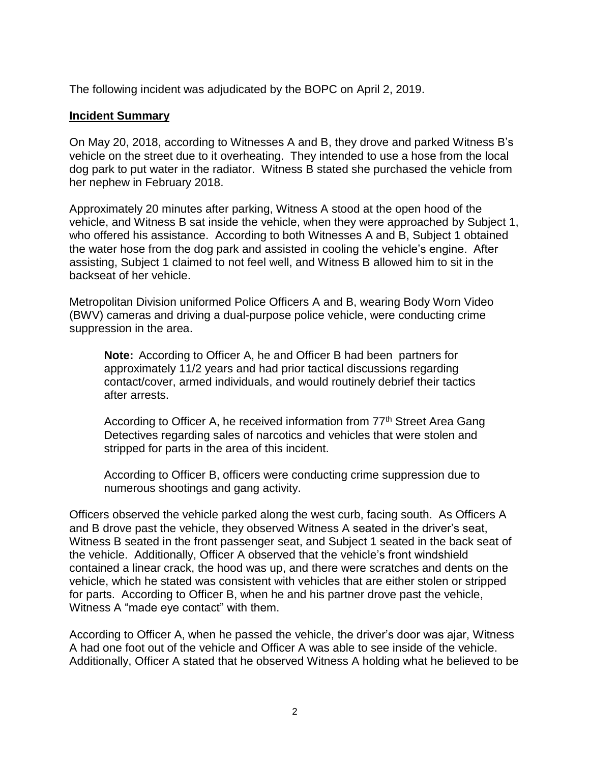The following incident was adjudicated by the BOPC on April 2, 2019.

**Incident Summary**

On May 20, 2018, according to Witnesses A and B, they drove and parked Witness B's vehicle on the street due to it overheating. They intended to use a hose from the local dog park to put water in the radiator. Witness B stated she purchased the vehicle from her nephew in February 2018.

Approximately 20 minutes after parking, Witness A stood at the open hood of the vehicle, and Witness B sat inside the vehicle, when they were approached by Subject 1, who offered his assistance. According to both Witnesses A and B, Subject 1 obtained the water hose from the dog park and assisted in cooling the vehicle's engine. After assisting, Subject 1 claimed to not feel well, and Witness B allowed him to sit in the backseat of her vehicle.

Metropolitan Division uniformed Police Officers A and B, wearing Body Worn Video (BWV) cameras and driving a dual-purpose police vehicle, were conducting crime suppression in the area.

> **Note:** According to Officer A, he and Officer B had been partners for approximately 11/2 years and had prior tactical discussions regarding contact/cover, armed individuals, and would routinely debrief their tactics after arrests.
>
> According to Officer A, he received information from 77th Street Area Gang Detectives regarding sales of narcotics and vehicles that were stolen and stripped for parts in the area of this incident.
>
> According to Officer B, officers were conducting crime suppression due to numerous shootings and gang activity.

Officers observed the vehicle parked along the west curb, facing south. As Officers A and B drove past the vehicle, they observed Witness A seated in the driver's seat, Witness B seated in the front passenger seat, and Subject 1 seated in the back seat of the vehicle. Additionally, Officer A observed that the vehicle's front windshield contained a linear crack, the hood was up, and there were scratches and dents on the vehicle, which he stated was consistent with vehicles that are either stolen or stripped for parts. According to Officer B, when he and his partner drove past the vehicle, Witness A "made eye contact" with them.

According to Officer A, when he passed the vehicle, the driver's door was ajar, Witness A had one foot out of the vehicle and Officer A was able to see inside of the vehicle. Additionally, Officer A stated that he observed Witness A holding what he believed to be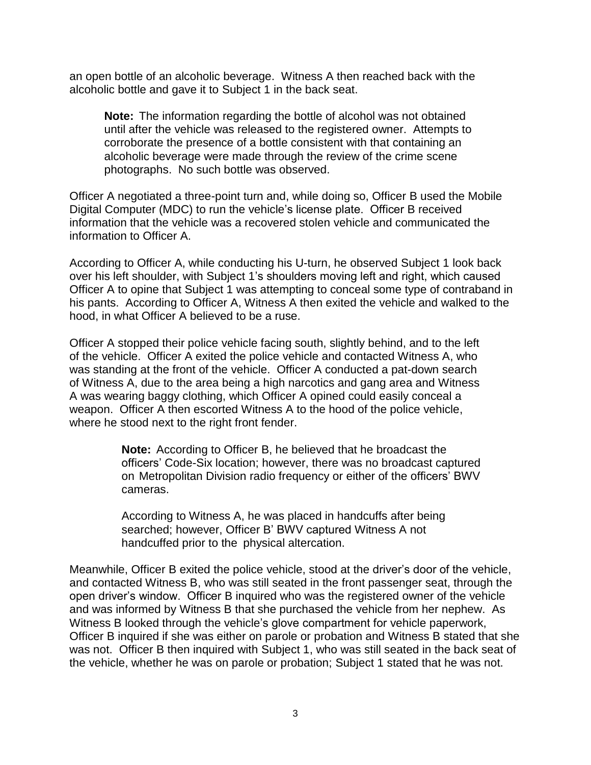an open bottle of an alcoholic beverage. Witness A then reached back with the alcoholic bottle and gave it to Subject 1 in the back seat.

> **Note:** The information regarding the bottle of alcohol was not obtained until after the vehicle was released to the registered owner. Attempts to corroborate the presence of a bottle consistent with that containing an alcoholic beverage were made through the review of the crime scene photographs. No such bottle was observed.

Officer A negotiated a three-point turn and, while doing so, Officer B used the Mobile Digital Computer (MDC) to run the vehicle's license plate. Officer B received information that the vehicle was a recovered stolen vehicle and communicated the information to Officer A.

According to Officer A, while conducting his U-turn, he observed Subject 1 look back over his left shoulder, with Subject 1's shoulders moving left and right, which caused Officer A to opine that Subject 1 was attempting to conceal some type of contraband in his pants. According to Officer A, Witness A then exited the vehicle and walked to the hood, in what Officer A believed to be a ruse.

Officer A stopped their police vehicle facing south, slightly behind, and to the left of the vehicle. Officer A exited the police vehicle and contacted Witness A, who was standing at the front of the vehicle. Officer A conducted a pat-down search of Witness A, due to the area being a high narcotics and gang area and Witness A was wearing baggy clothing, which Officer A opined could easily conceal a weapon. Officer A then escorted Witness A to the hood of the police vehicle, where he stood next to the right front fender.

> **Note:** According to Officer B, he believed that he broadcast the officers' Code-Six location; however, there was no broadcast captured on Metropolitan Division radio frequency or either of the officers' BWV cameras.
>
> According to Witness A, he was placed in handcuffs after being searched; however, Officer B' BWV captured Witness A not handcuffed prior to the physical altercation.

Meanwhile, Officer B exited the police vehicle, stood at the driver's door of the vehicle, and contacted Witness B, who was still seated in the front passenger seat, through the open driver's window. Officer B inquired who was the registered owner of the vehicle and was informed by Witness B that she purchased the vehicle from her nephew. As Witness B looked through the vehicle's glove compartment for vehicle paperwork, Officer B inquired if she was either on parole or probation and Witness B stated that she was not. Officer B then inquired with Subject 1, who was still seated in the back seat of the vehicle, whether he was on parole or probation; Subject 1 stated that he was not.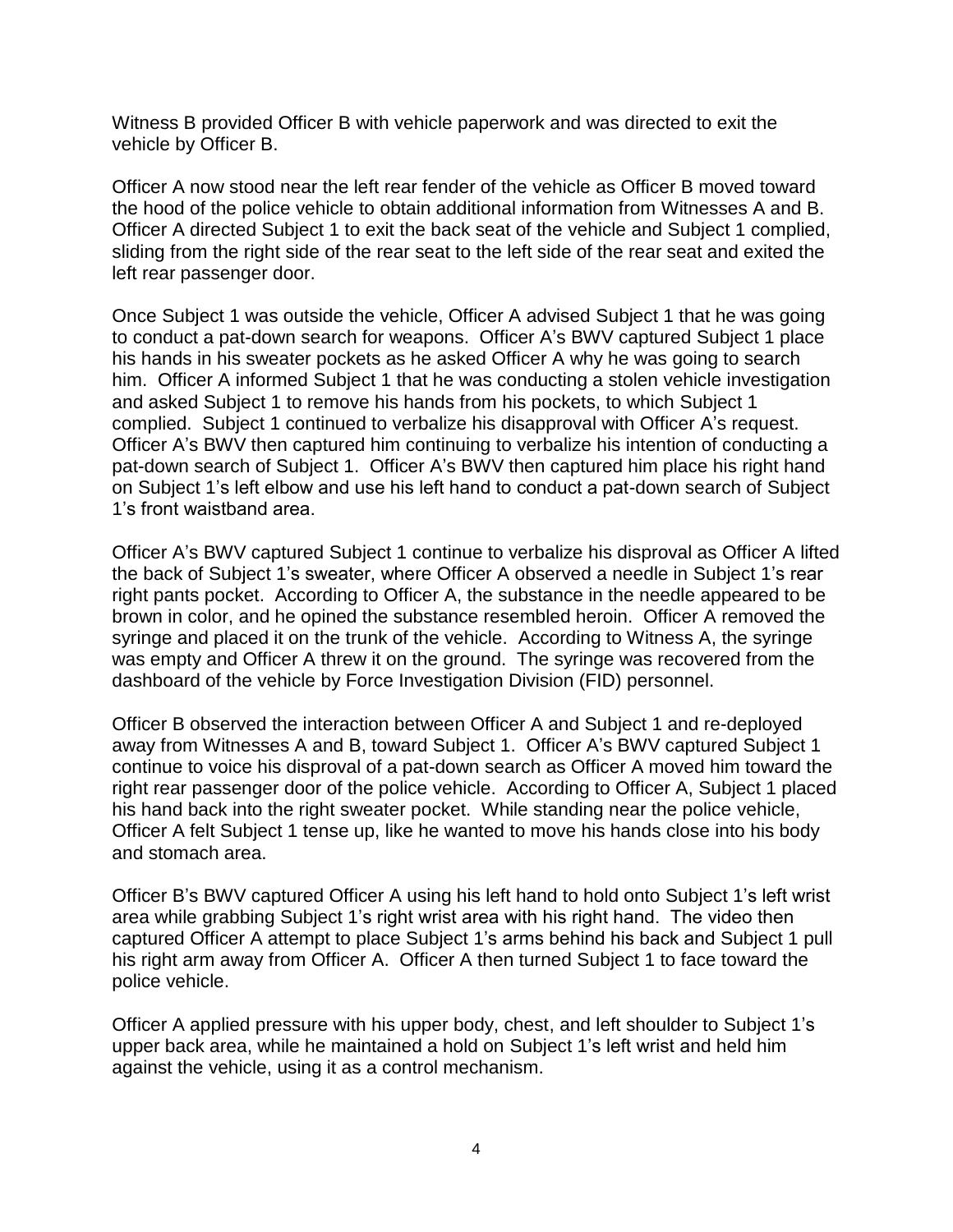Witness B provided Officer B with vehicle paperwork and was directed to exit the vehicle by Officer B.

Officer A now stood near the left rear fender of the vehicle as Officer B moved toward the hood of the police vehicle to obtain additional information from Witnesses A and B. Officer A directed Subject 1 to exit the back seat of the vehicle and Subject 1 complied, sliding from the right side of the rear seat to the left side of the rear seat and exited the left rear passenger door.

Once Subject 1 was outside the vehicle, Officer A advised Subject 1 that he was going to conduct a pat-down search for weapons. Officer A's BWV captured Subject 1 place his hands in his sweater pockets as he asked Officer A why he was going to search him. Officer A informed Subject 1 that he was conducting a stolen vehicle investigation and asked Subject 1 to remove his hands from his pockets, to which Subject 1 complied. Subject 1 continued to verbalize his disapproval with Officer A's request. Officer A's BWV then captured him continuing to verbalize his intention of conducting a pat-down search of Subject 1. Officer A's BWV then captured him place his right hand on Subject 1's left elbow and use his left hand to conduct a pat-down search of Subject 1's front waistband area.

Officer A's BWV captured Subject 1 continue to verbalize his disproval as Officer A lifted the back of Subject 1's sweater, where Officer A observed a needle in Subject 1's rear right pants pocket. According to Officer A, the substance in the needle appeared to be brown in color, and he opined the substance resembled heroin. Officer A removed the syringe and placed it on the trunk of the vehicle. According to Witness A, the syringe was empty and Officer A threw it on the ground. The syringe was recovered from the dashboard of the vehicle by Force Investigation Division (FID) personnel.

Officer B observed the interaction between Officer A and Subject 1 and re-deployed away from Witnesses A and B, toward Subject 1. Officer A's BWV captured Subject 1 continue to voice his disproval of a pat-down search as Officer A moved him toward the right rear passenger door of the police vehicle. According to Officer A, Subject 1 placed his hand back into the right sweater pocket. While standing near the police vehicle, Officer A felt Subject 1 tense up, like he wanted to move his hands close into his body and stomach area.

Officer B's BWV captured Officer A using his left hand to hold onto Subject 1's left wrist area while grabbing Subject 1's right wrist area with his right hand. The video then captured Officer A attempt to place Subject 1's arms behind his back and Subject 1 pull his right arm away from Officer A. Officer A then turned Subject 1 to face toward the police vehicle.

Officer A applied pressure with his upper body, chest, and left shoulder to Subject 1's upper back area, while he maintained a hold on Subject 1's left wrist and held him against the vehicle, using it as a control mechanism.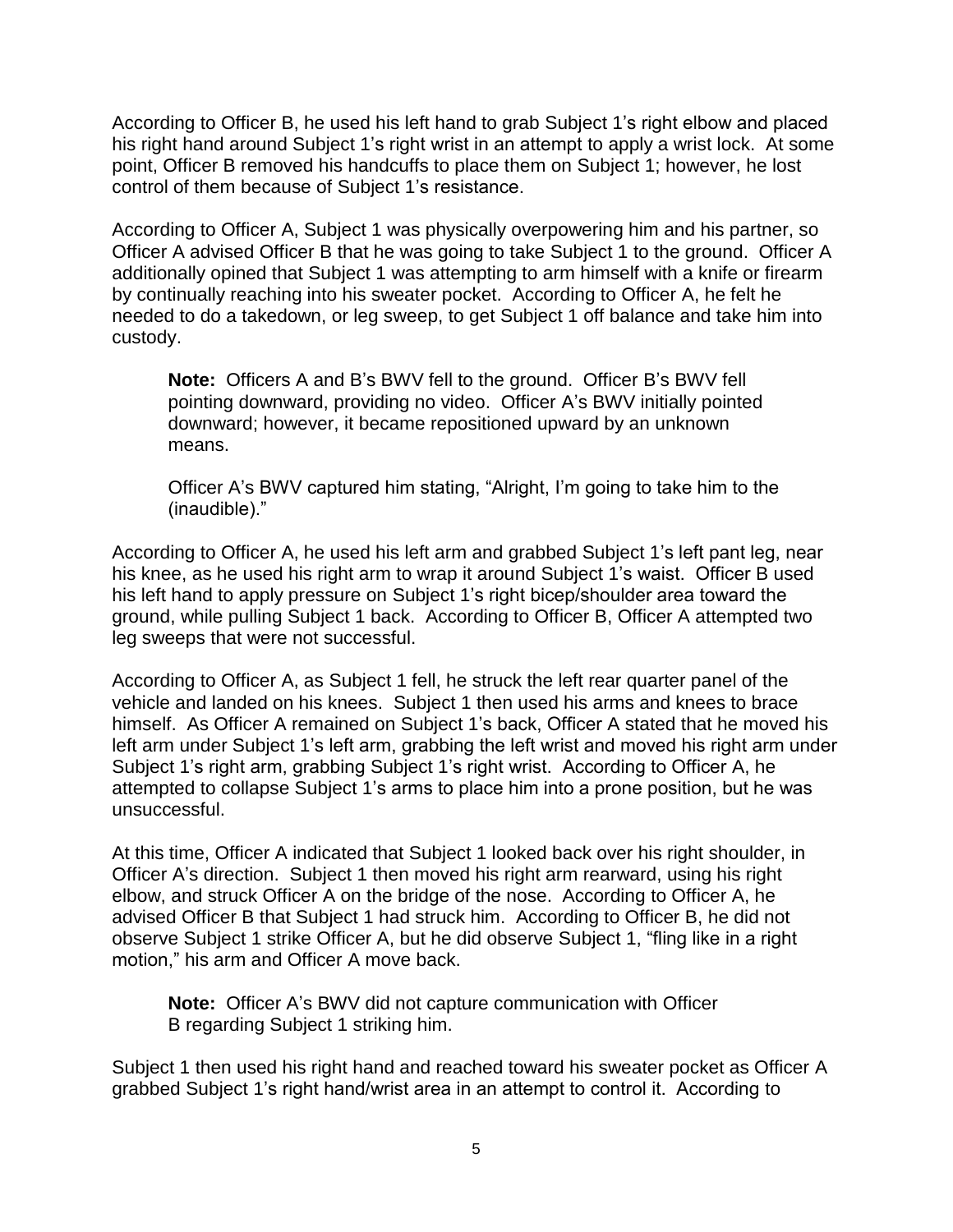According to Officer B, he used his left hand to grab Subject 1's right elbow and placed his right hand around Subject 1's right wrist in an attempt to apply a wrist lock. At some point, Officer B removed his handcuffs to place them on Subject 1; however, he lost control of them because of Subject 1's resistance.

According to Officer A, Subject 1 was physically overpowering him and his partner, so Officer A advised Officer B that he was going to take Subject 1 to the ground. Officer A additionally opined that Subject 1 was attempting to arm himself with a knife or firearm by continually reaching into his sweater pocket. According to Officer A, he felt he needed to do a takedown, or leg sweep, to get Subject 1 off balance and take him into custody.

> **Note:** Officers A and B's BWV fell to the ground. Officer B's BWV fell pointing downward, providing no video. Officer A's BWV initially pointed downward; however, it became repositioned upward by an unknown means.
>
> Officer A's BWV captured him stating, "Alright, I'm going to take him to the (inaudible)."

According to Officer A, he used his left arm and grabbed Subject 1's left pant leg, near his knee, as he used his right arm to wrap it around Subject 1's waist. Officer B used his left hand to apply pressure on Subject 1's right bicep/shoulder area toward the ground, while pulling Subject 1 back. According to Officer B, Officer A attempted two leg sweeps that were not successful.

According to Officer A, as Subject 1 fell, he struck the left rear quarter panel of the vehicle and landed on his knees. Subject 1 then used his arms and knees to brace himself. As Officer A remained on Subject 1's back, Officer A stated that he moved his left arm under Subject 1's left arm, grabbing the left wrist and moved his right arm under Subject 1's right arm, grabbing Subject 1's right wrist. According to Officer A, he attempted to collapse Subject 1's arms to place him into a prone position, but he was unsuccessful.

At this time, Officer A indicated that Subject 1 looked back over his right shoulder, in Officer A's direction. Subject 1 then moved his right arm rearward, using his right elbow, and struck Officer A on the bridge of the nose. According to Officer A, he advised Officer B that Subject 1 had struck him. According to Officer B, he did not observe Subject 1 strike Officer A, but he did observe Subject 1, "fling like in a right motion," his arm and Officer A move back.

> **Note:** Officer A's BWV did not capture communication with Officer B regarding Subject 1 striking him.

Subject 1 then used his right hand and reached toward his sweater pocket as Officer A grabbed Subject 1's right hand/wrist area in an attempt to control it. According to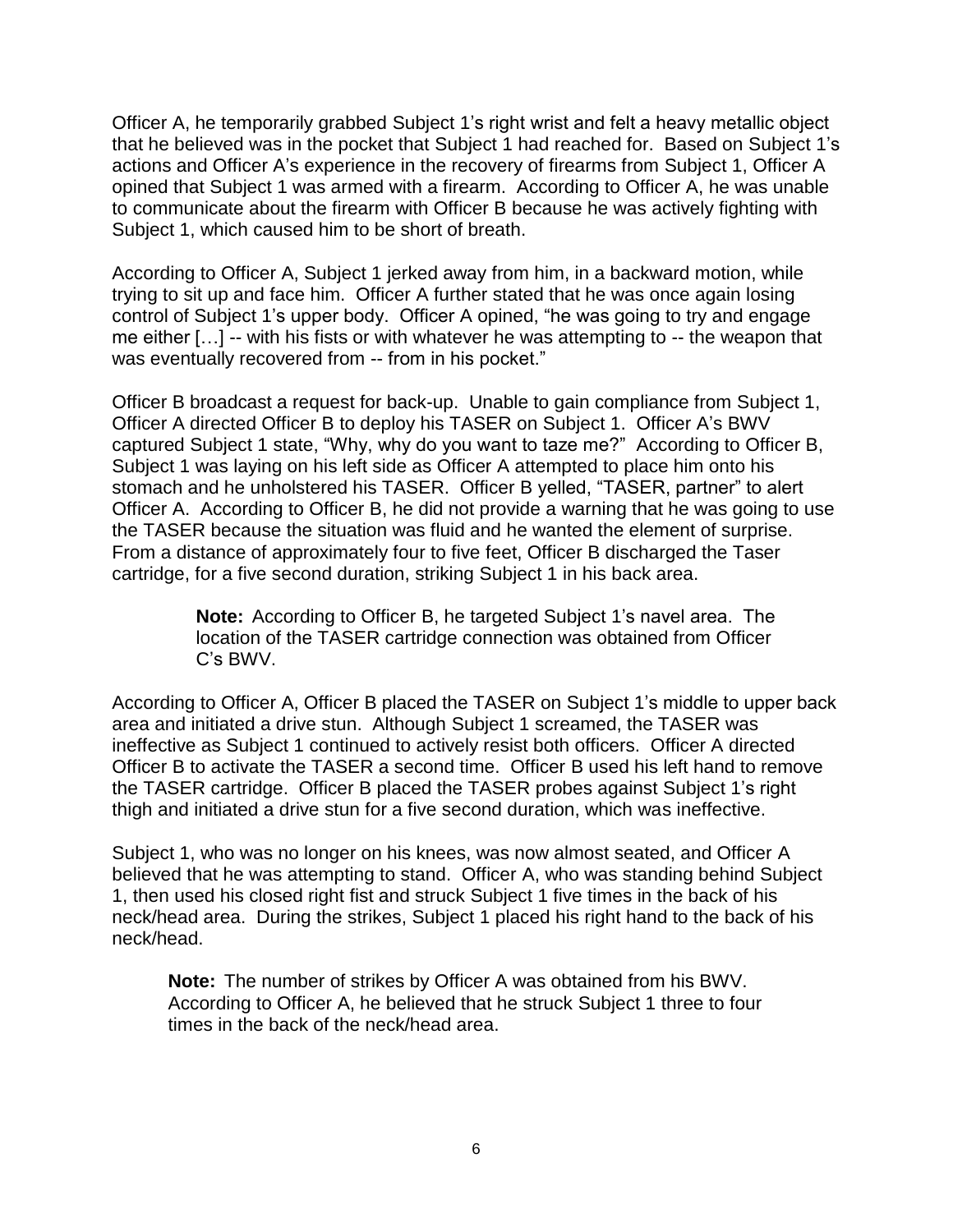Officer A, he temporarily grabbed Subject 1's right wrist and felt a heavy metallic object that he believed was in the pocket that Subject 1 had reached for. Based on Subject 1's actions and Officer A's experience in the recovery of firearms from Subject 1, Officer A opined that Subject 1 was armed with a firearm. According to Officer A, he was unable to communicate about the firearm with Officer B because he was actively fighting with Subject 1, which caused him to be short of breath.

According to Officer A, Subject 1 jerked away from him, in a backward motion, while trying to sit up and face him. Officer A further stated that he was once again losing control of Subject 1's upper body. Officer A opined, "he was going to try and engage me either […] -- with his fists or with whatever he was attempting to -- the weapon that was eventually recovered from -- from in his pocket."

Officer B broadcast a request for back-up. Unable to gain compliance from Subject 1, Officer A directed Officer B to deploy his TASER on Subject 1. Officer A's BWV captured Subject 1 state, "Why, why do you want to taze me?" According to Officer B, Subject 1 was laying on his left side as Officer A attempted to place him onto his stomach and he unholstered his TASER. Officer B yelled, "TASER, partner" to alert Officer A. According to Officer B, he did not provide a warning that he was going to use the TASER because the situation was fluid and he wanted the element of surprise. From a distance of approximately four to five feet, Officer B discharged the Taser cartridge, for a five second duration, striking Subject 1 in his back area.

> **Note:** According to Officer B, he targeted Subject 1's navel area. The location of the TASER cartridge connection was obtained from Officer C's BWV.

According to Officer A, Officer B placed the TASER on Subject 1's middle to upper back area and initiated a drive stun. Although Subject 1 screamed, the TASER was ineffective as Subject 1 continued to actively resist both officers. Officer A directed Officer B to activate the TASER a second time. Officer B used his left hand to remove the TASER cartridge. Officer B placed the TASER probes against Subject 1's right thigh and initiated a drive stun for a five second duration, which was ineffective.

Subject 1, who was no longer on his knees, was now almost seated, and Officer A believed that he was attempting to stand. Officer A, who was standing behind Subject 1, then used his closed right fist and struck Subject 1 five times in the back of his neck/head area. During the strikes, Subject 1 placed his right hand to the back of his neck/head.

> **Note:** The number of strikes by Officer A was obtained from his BWV. According to Officer A, he believed that he struck Subject 1 three to four times in the back of the neck/head area.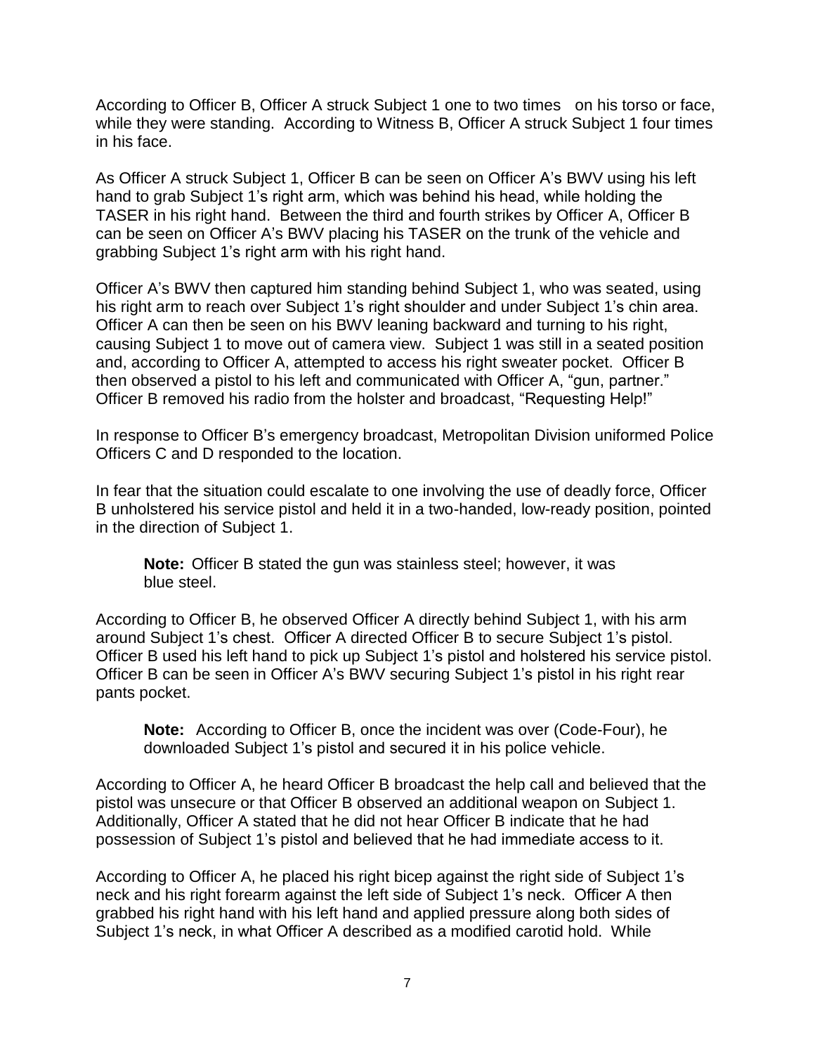According to Officer B, Officer A struck Subject 1 one to two times on his torso or face, while they were standing. According to Witness B, Officer A struck Subject 1 four times in his face.

As Officer A struck Subject 1, Officer B can be seen on Officer A's BWV using his left hand to grab Subject 1's right arm, which was behind his head, while holding the TASER in his right hand. Between the third and fourth strikes by Officer A, Officer B can be seen on Officer A's BWV placing his TASER on the trunk of the vehicle and grabbing Subject 1's right arm with his right hand.

Officer A's BWV then captured him standing behind Subject 1, who was seated, using his right arm to reach over Subject 1's right shoulder and under Subject 1's chin area. Officer A can then be seen on his BWV leaning backward and turning to his right, causing Subject 1 to move out of camera view. Subject 1 was still in a seated position and, according to Officer A, attempted to access his right sweater pocket. Officer B then observed a pistol to his left and communicated with Officer A, "gun, partner." Officer B removed his radio from the holster and broadcast, "Requesting Help!"

In response to Officer B's emergency broadcast, Metropolitan Division uniformed Police Officers C and D responded to the location.

In fear that the situation could escalate to one involving the use of deadly force, Officer B unholstered his service pistol and held it in a two-handed, low-ready position, pointed in the direction of Subject 1.

> **Note:** Officer B stated the gun was stainless steel; however, it was blue steel.

According to Officer B, he observed Officer A directly behind Subject 1, with his arm around Subject 1's chest. Officer A directed Officer B to secure Subject 1's pistol. Officer B used his left hand to pick up Subject 1's pistol and holstered his service pistol. Officer B can be seen in Officer A's BWV securing Subject 1's pistol in his right rear pants pocket.

> **Note:** According to Officer B, once the incident was over (Code-Four), he downloaded Subject 1's pistol and secured it in his police vehicle.

According to Officer A, he heard Officer B broadcast the help call and believed that the pistol was unsecure or that Officer B observed an additional weapon on Subject 1. Additionally, Officer A stated that he did not hear Officer B indicate that he had possession of Subject 1's pistol and believed that he had immediate access to it.

According to Officer A, he placed his right bicep against the right side of Subject 1's neck and his right forearm against the left side of Subject 1's neck. Officer A then grabbed his right hand with his left hand and applied pressure along both sides of Subject 1's neck, in what Officer A described as a modified carotid hold. While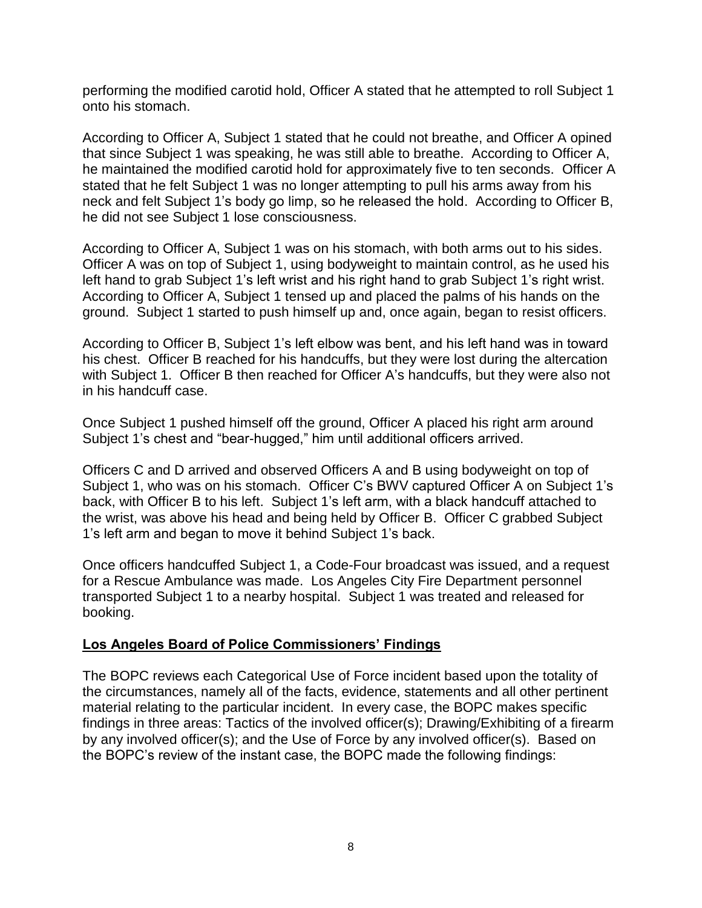performing the modified carotid hold, Officer A stated that he attempted to roll Subject 1 onto his stomach.

According to Officer A, Subject 1 stated that he could not breathe, and Officer A opined that since Subject 1 was speaking, he was still able to breathe. According to Officer A, he maintained the modified carotid hold for approximately five to ten seconds. Officer A stated that he felt Subject 1 was no longer attempting to pull his arms away from his neck and felt Subject 1's body go limp, so he released the hold. According to Officer B, he did not see Subject 1 lose consciousness.

According to Officer A, Subject 1 was on his stomach, with both arms out to his sides. Officer A was on top of Subject 1, using bodyweight to maintain control, as he used his left hand to grab Subject 1's left wrist and his right hand to grab Subject 1's right wrist. According to Officer A, Subject 1 tensed up and placed the palms of his hands on the ground. Subject 1 started to push himself up and, once again, began to resist officers.

According to Officer B, Subject 1's left elbow was bent, and his left hand was in toward his chest. Officer B reached for his handcuffs, but they were lost during the altercation with Subject 1. Officer B then reached for Officer A's handcuffs, but they were also not in his handcuff case.

Once Subject 1 pushed himself off the ground, Officer A placed his right arm around Subject 1's chest and "bear-hugged," him until additional officers arrived.

Officers C and D arrived and observed Officers A and B using bodyweight on top of Subject 1, who was on his stomach. Officer C's BWV captured Officer A on Subject 1's back, with Officer B to his left. Subject 1's left arm, with a black handcuff attached to the wrist, was above his head and being held by Officer B. Officer C grabbed Subject 1's left arm and began to move it behind Subject 1's back.

Once officers handcuffed Subject 1, a Code-Four broadcast was issued, and a request for a Rescue Ambulance was made. Los Angeles City Fire Department personnel transported Subject 1 to a nearby hospital. Subject 1 was treated and released for booking.

## Los Angeles Board of Police Commissioners' Findings

The BOPC reviews each Categorical Use of Force incident based upon the totality of the circumstances, namely all of the facts, evidence, statements and all other pertinent material relating to the particular incident. In every case, the BOPC makes specific findings in three areas: Tactics of the involved officer(s); Drawing/Exhibiting of a firearm by any involved officer(s); and the Use of Force by any involved officer(s). Based on the BOPC's review of the instant case, the BOPC made the following findings: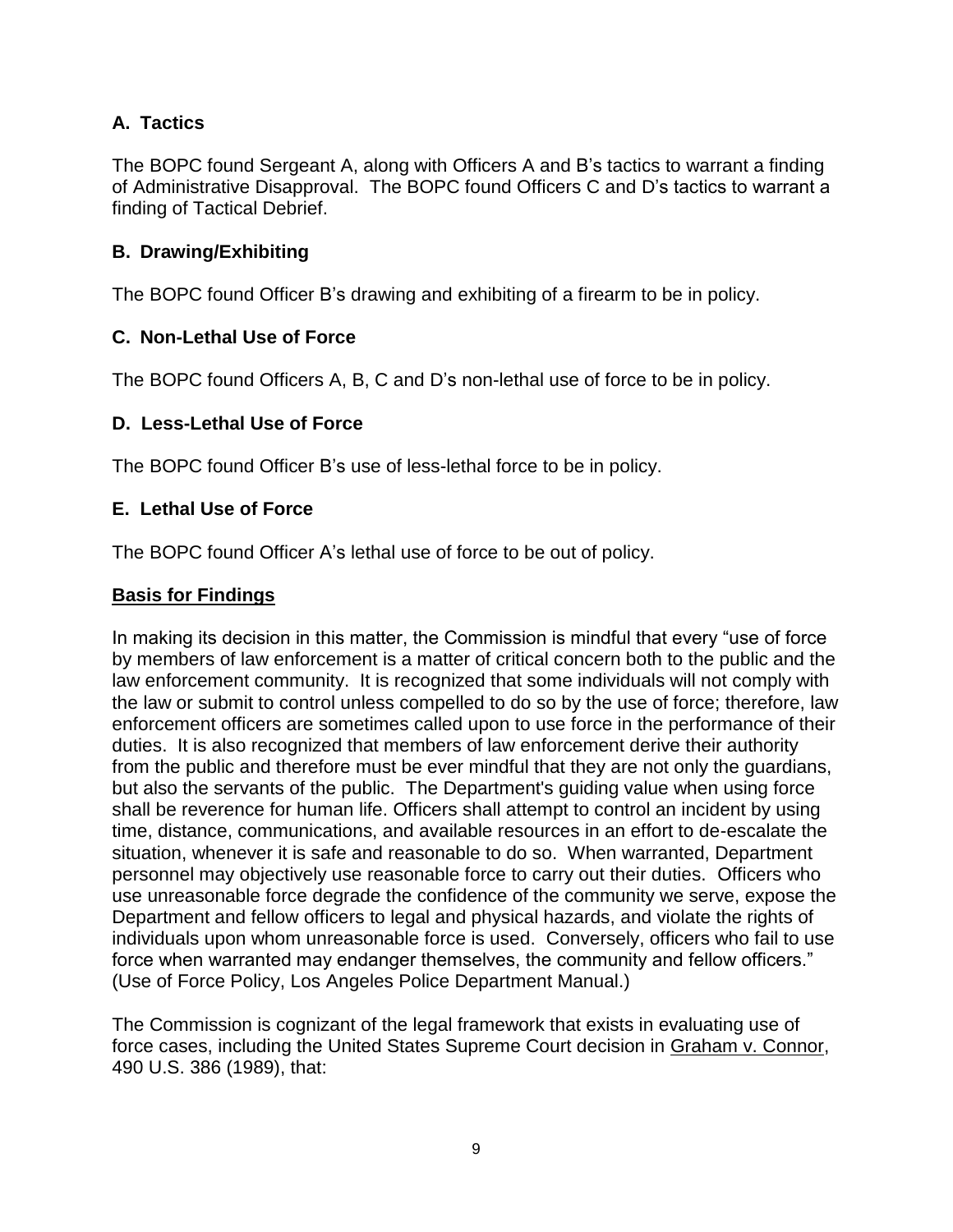### A. Tactics

The BOPC found Sergeant A, along with Officers A and B's tactics to warrant a finding of Administrative Disapproval. The BOPC found Officers C and D's tactics to warrant a finding of Tactical Debrief.

### B. Drawing/Exhibiting

The BOPC found Officer B's drawing and exhibiting of a firearm to be in policy.

### C. Non-Lethal Use of Force

The BOPC found Officers A, B, C and D's non-lethal use of force to be in policy.

### D. Less-Lethal Use of Force

The BOPC found Officer B's use of less-lethal force to be in policy.

### E. Lethal Use of Force

The BOPC found Officer A's lethal use of force to be out of policy.

## Basis for Findings

In making its decision in this matter, the Commission is mindful that every "use of force by members of law enforcement is a matter of critical concern both to the public and the law enforcement community. It is recognized that some individuals will not comply with the law or submit to control unless compelled to do so by the use of force; therefore, law enforcement officers are sometimes called upon to use force in the performance of their duties. It is also recognized that members of law enforcement derive their authority from the public and therefore must be ever mindful that they are not only the guardians, but also the servants of the public. The Department's guiding value when using force shall be reverence for human life. Officers shall attempt to control an incident by using time, distance, communications, and available resources in an effort to de-escalate the situation, whenever it is safe and reasonable to do so. When warranted, Department personnel may objectively use reasonable force to carry out their duties. Officers who use unreasonable force degrade the confidence of the community we serve, expose the Department and fellow officers to legal and physical hazards, and violate the rights of individuals upon whom unreasonable force is used. Conversely, officers who fail to use force when warranted may endanger themselves, the community and fellow officers." (Use of Force Policy, Los Angeles Police Department Manual.)

The Commission is cognizant of the legal framework that exists in evaluating use of force cases, including the United States Supreme Court decision in Graham v. Connor, 490 U.S. 386 (1989), that: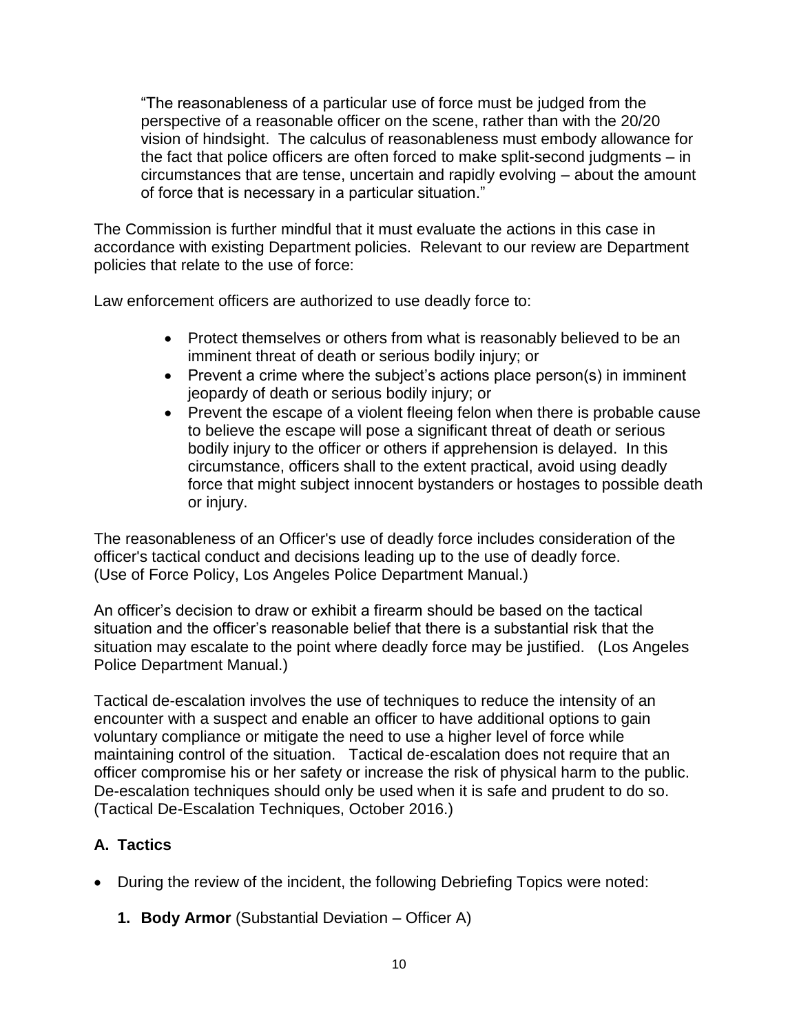> "The reasonableness of a particular use of force must be judged from the perspective of a reasonable officer on the scene, rather than with the 20/20 vision of hindsight. The calculus of reasonableness must embody allowance for the fact that police officers are often forced to make split-second judgments – in circumstances that are tense, uncertain and rapidly evolving – about the amount of force that is necessary in a particular situation."

The Commission is further mindful that it must evaluate the actions in this case in accordance with existing Department policies. Relevant to our review are Department policies that relate to the use of force:

Law enforcement officers are authorized to use deadly force to:

- Protect themselves or others from what is reasonably believed to be an imminent threat of death or serious bodily injury; or
- Prevent a crime where the subject's actions place person(s) in imminent jeopardy of death or serious bodily injury; or
- Prevent the escape of a violent fleeing felon when there is probable cause to believe the escape will pose a significant threat of death or serious bodily injury to the officer or others if apprehension is delayed. In this circumstance, officers shall to the extent practical, avoid using deadly force that might subject innocent bystanders or hostages to possible death or injury.

The reasonableness of an Officer's use of deadly force includes consideration of the officer's tactical conduct and decisions leading up to the use of deadly force. (Use of Force Policy, Los Angeles Police Department Manual.)

An officer's decision to draw or exhibit a firearm should be based on the tactical situation and the officer's reasonable belief that there is a substantial risk that the situation may escalate to the point where deadly force may be justified. (Los Angeles Police Department Manual.)

Tactical de-escalation involves the use of techniques to reduce the intensity of an encounter with a suspect and enable an officer to have additional options to gain voluntary compliance or mitigate the need to use a higher level of force while maintaining control of the situation. Tactical de-escalation does not require that an officer compromise his or her safety or increase the risk of physical harm to the public. De-escalation techniques should only be used when it is safe and prudent to do so. (Tactical De-Escalation Techniques, October 2016.)

## A. Tactics

- During the review of the incident, the following Debriefing Topics were noted:

  **1. Body Armor** (Substantial Deviation – Officer A)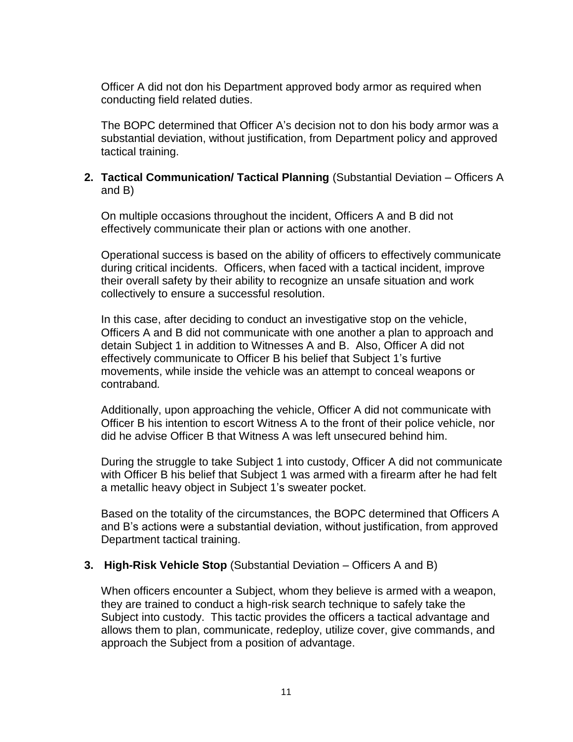Officer A did not don his Department approved body armor as required when conducting field related duties.

The BOPC determined that Officer A's decision not to don his body armor was a substantial deviation, without justification, from Department policy and approved tactical training.

2. **Tactical Communication/ Tactical Planning** (Substantial Deviation – Officers A and B)

   On multiple occasions throughout the incident, Officers A and B did not effectively communicate their plan or actions with one another.

   Operational success is based on the ability of officers to effectively communicate during critical incidents. Officers, when faced with a tactical incident, improve their overall safety by their ability to recognize an unsafe situation and work collectively to ensure a successful resolution.

   In this case, after deciding to conduct an investigative stop on the vehicle, Officers A and B did not communicate with one another a plan to approach and detain Subject 1 in addition to Witnesses A and B. Also, Officer A did not effectively communicate to Officer B his belief that Subject 1's furtive movements, while inside the vehicle was an attempt to conceal weapons or contraband.

   Additionally, upon approaching the vehicle, Officer A did not communicate with Officer B his intention to escort Witness A to the front of their police vehicle, nor did he advise Officer B that Witness A was left unsecured behind him.

   During the struggle to take Subject 1 into custody, Officer A did not communicate with Officer B his belief that Subject 1 was armed with a firearm after he had felt a metallic heavy object in Subject 1's sweater pocket.

   Based on the totality of the circumstances, the BOPC determined that Officers A and B's actions were a substantial deviation, without justification, from approved Department tactical training.

3. **High-Risk Vehicle Stop** (Substantial Deviation – Officers A and B)

   When officers encounter a Subject, whom they believe is armed with a weapon, they are trained to conduct a high-risk search technique to safely take the Subject into custody. This tactic provides the officers a tactical advantage and allows them to plan, communicate, redeploy, utilize cover, give commands, and approach the Subject from a position of advantage.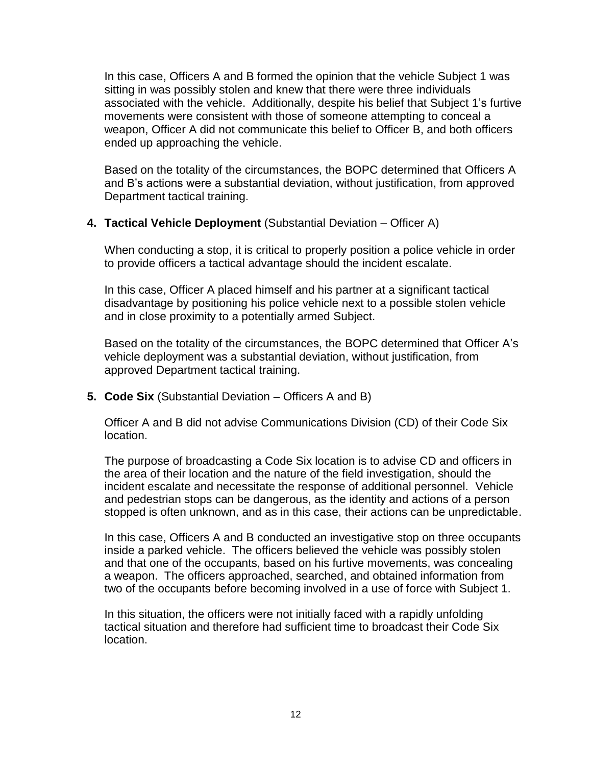In this case, Officers A and B formed the opinion that the vehicle Subject 1 was sitting in was possibly stolen and knew that there were three individuals associated with the vehicle. Additionally, despite his belief that Subject 1's furtive movements were consistent with those of someone attempting to conceal a weapon, Officer A did not communicate this belief to Officer B, and both officers ended up approaching the vehicle.

Based on the totality of the circumstances, the BOPC determined that Officers A and B's actions were a substantial deviation, without justification, from approved Department tactical training.

**4. Tactical Vehicle Deployment** (Substantial Deviation – Officer A)

When conducting a stop, it is critical to properly position a police vehicle in order to provide officers a tactical advantage should the incident escalate.

In this case, Officer A placed himself and his partner at a significant tactical disadvantage by positioning his police vehicle next to a possible stolen vehicle and in close proximity to a potentially armed Subject.

Based on the totality of the circumstances, the BOPC determined that Officer A's vehicle deployment was a substantial deviation, without justification, from approved Department tactical training.

**5. Code Six** (Substantial Deviation – Officers A and B)

Officer A and B did not advise Communications Division (CD) of their Code Six location.

The purpose of broadcasting a Code Six location is to advise CD and officers in the area of their location and the nature of the field investigation, should the incident escalate and necessitate the response of additional personnel. Vehicle and pedestrian stops can be dangerous, as the identity and actions of a person stopped is often unknown, and as in this case, their actions can be unpredictable.

In this case, Officers A and B conducted an investigative stop on three occupants inside a parked vehicle. The officers believed the vehicle was possibly stolen and that one of the occupants, based on his furtive movements, was concealing a weapon. The officers approached, searched, and obtained information from two of the occupants before becoming involved in a use of force with Subject 1.

In this situation, the officers were not initially faced with a rapidly unfolding tactical situation and therefore had sufficient time to broadcast their Code Six location.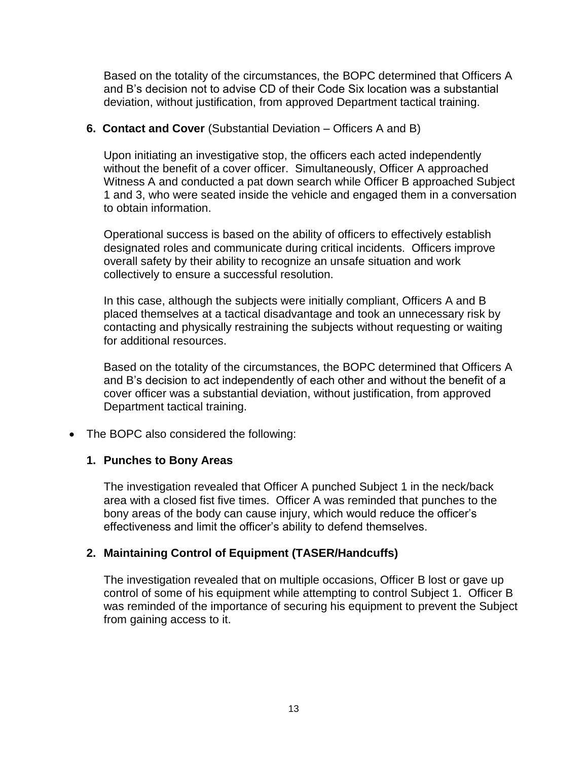Based on the totality of the circumstances, the BOPC determined that Officers A and B's decision not to advise CD of their Code Six location was a substantial deviation, without justification, from approved Department tactical training.

**6. Contact and Cover** (Substantial Deviation – Officers A and B)

Upon initiating an investigative stop, the officers each acted independently without the benefit of a cover officer. Simultaneously, Officer A approached Witness A and conducted a pat down search while Officer B approached Subject 1 and 3, who were seated inside the vehicle and engaged them in a conversation to obtain information.

Operational success is based on the ability of officers to effectively establish designated roles and communicate during critical incidents. Officers improve overall safety by their ability to recognize an unsafe situation and work collectively to ensure a successful resolution.

In this case, although the subjects were initially compliant, Officers A and B placed themselves at a tactical disadvantage and took an unnecessary risk by contacting and physically restraining the subjects without requesting or waiting for additional resources.

Based on the totality of the circumstances, the BOPC determined that Officers A and B's decision to act independently of each other and without the benefit of a cover officer was a substantial deviation, without justification, from approved Department tactical training.

- The BOPC also considered the following:

**1. Punches to Bony Areas**

The investigation revealed that Officer A punched Subject 1 in the neck/back area with a closed fist five times. Officer A was reminded that punches to the bony areas of the body can cause injury, which would reduce the officer's effectiveness and limit the officer's ability to defend themselves.

**2. Maintaining Control of Equipment (TASER/Handcuffs)**

The investigation revealed that on multiple occasions, Officer B lost or gave up control of some of his equipment while attempting to control Subject 1. Officer B was reminded of the importance of securing his equipment to prevent the Subject from gaining access to it.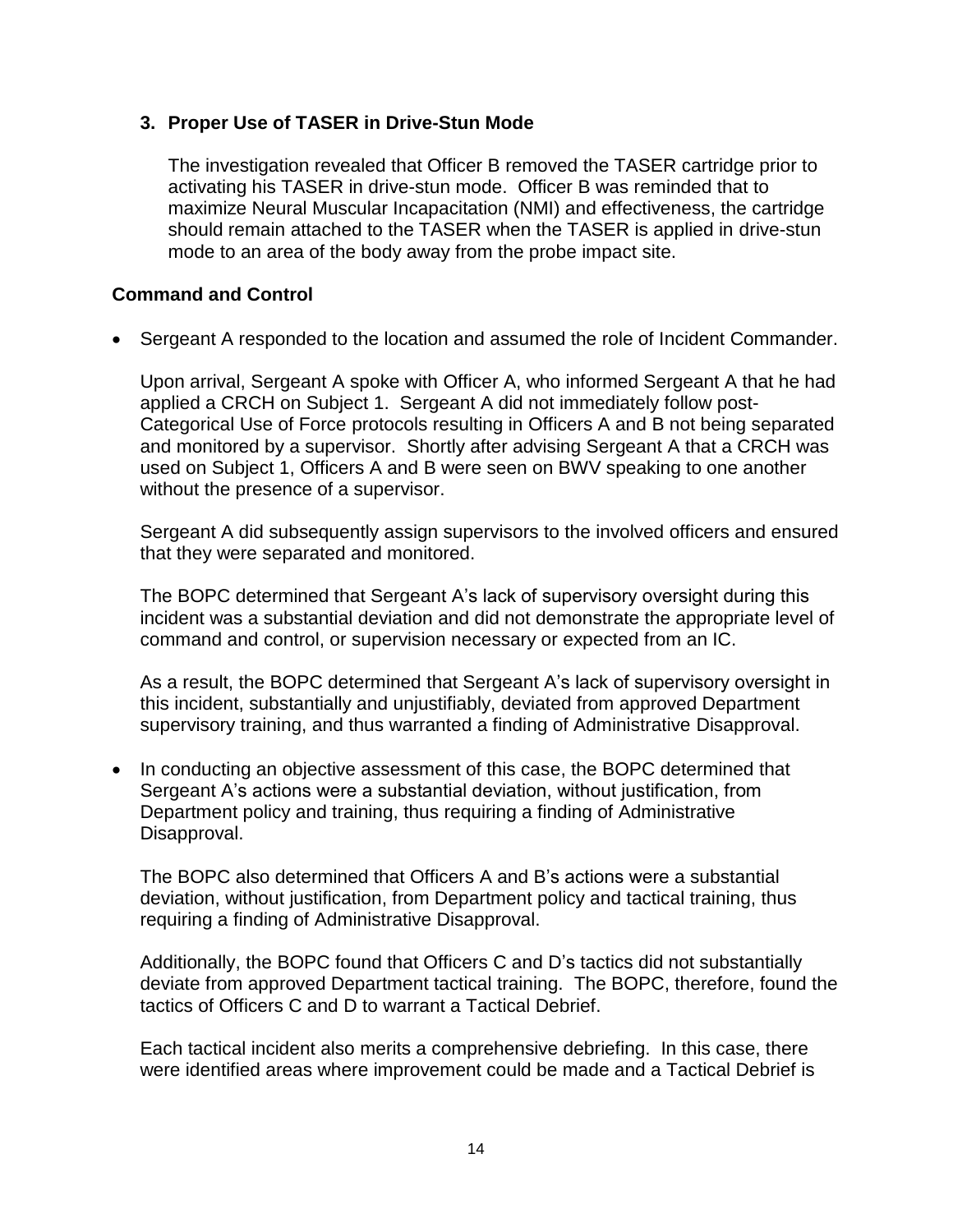3. **Proper Use of TASER in Drive-Stun Mode**

   The investigation revealed that Officer B removed the TASER cartridge prior to activating his TASER in drive-stun mode. Officer B was reminded that to maximize Neural Muscular Incapacitation (NMI) and effectiveness, the cartridge should remain attached to the TASER when the TASER is applied in drive-stun mode to an area of the body away from the probe impact site.

**Command and Control**

- Sergeant A responded to the location and assumed the role of Incident Commander.

  Upon arrival, Sergeant A spoke with Officer A, who informed Sergeant A that he had applied a CRCH on Subject 1. Sergeant A did not immediately follow post-Categorical Use of Force protocols resulting in Officers A and B not being separated and monitored by a supervisor. Shortly after advising Sergeant A that a CRCH was used on Subject 1, Officers A and B were seen on BWV speaking to one another without the presence of a supervisor.

  Sergeant A did subsequently assign supervisors to the involved officers and ensured that they were separated and monitored.

  The BOPC determined that Sergeant A's lack of supervisory oversight during this incident was a substantial deviation and did not demonstrate the appropriate level of command and control, or supervision necessary or expected from an IC.

  As a result, the BOPC determined that Sergeant A's lack of supervisory oversight in this incident, substantially and unjustifiably, deviated from approved Department supervisory training, and thus warranted a finding of Administrative Disapproval.

- In conducting an objective assessment of this case, the BOPC determined that Sergeant A's actions were a substantial deviation, without justification, from Department policy and training, thus requiring a finding of Administrative Disapproval.

  The BOPC also determined that Officers A and B's actions were a substantial deviation, without justification, from Department policy and tactical training, thus requiring a finding of Administrative Disapproval.

  Additionally, the BOPC found that Officers C and D's tactics did not substantially deviate from approved Department tactical training. The BOPC, therefore, found the tactics of Officers C and D to warrant a Tactical Debrief.

  Each tactical incident also merits a comprehensive debriefing. In this case, there were identified areas where improvement could be made and a Tactical Debrief is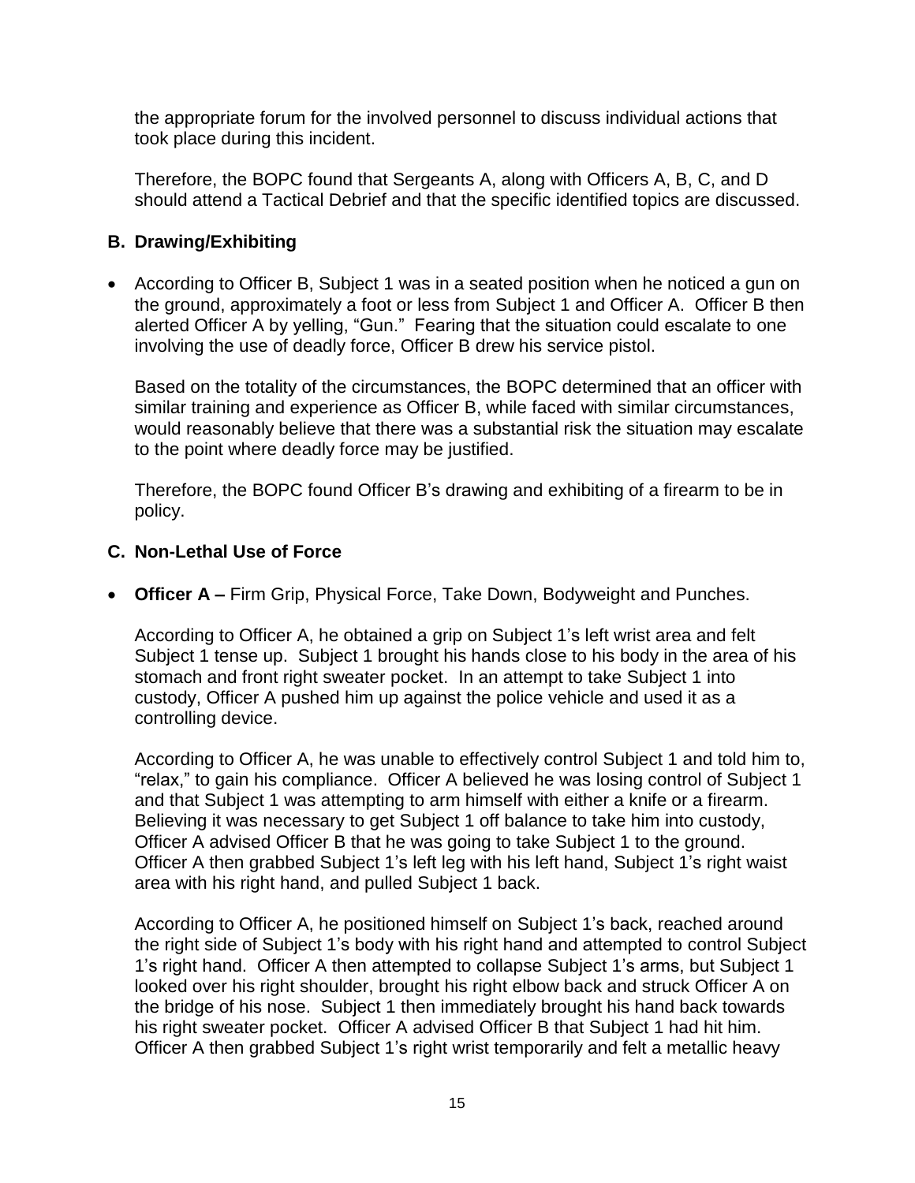the appropriate forum for the involved personnel to discuss individual actions that took place during this incident.

Therefore, the BOPC found that Sergeants A, along with Officers A, B, C, and D should attend a Tactical Debrief and that the specific identified topics are discussed.

### B. Drawing/Exhibiting

- According to Officer B, Subject 1 was in a seated position when he noticed a gun on the ground, approximately a foot or less from Subject 1 and Officer A. Officer B then alerted Officer A by yelling, "Gun." Fearing that the situation could escalate to one involving the use of deadly force, Officer B drew his service pistol.

  Based on the totality of the circumstances, the BOPC determined that an officer with similar training and experience as Officer B, while faced with similar circumstances, would reasonably believe that there was a substantial risk the situation may escalate to the point where deadly force may be justified.

  Therefore, the BOPC found Officer B's drawing and exhibiting of a firearm to be in policy.

### C. Non-Lethal Use of Force

- **Officer A –** Firm Grip, Physical Force, Take Down, Bodyweight and Punches.

  According to Officer A, he obtained a grip on Subject 1's left wrist area and felt Subject 1 tense up. Subject 1 brought his hands close to his body in the area of his stomach and front right sweater pocket. In an attempt to take Subject 1 into custody, Officer A pushed him up against the police vehicle and used it as a controlling device.

  According to Officer A, he was unable to effectively control Subject 1 and told him to, "relax," to gain his compliance. Officer A believed he was losing control of Subject 1 and that Subject 1 was attempting to arm himself with either a knife or a firearm. Believing it was necessary to get Subject 1 off balance to take him into custody, Officer A advised Officer B that he was going to take Subject 1 to the ground. Officer A then grabbed Subject 1's left leg with his left hand, Subject 1's right waist area with his right hand, and pulled Subject 1 back.

  According to Officer A, he positioned himself on Subject 1's back, reached around the right side of Subject 1's body with his right hand and attempted to control Subject 1's right hand. Officer A then attempted to collapse Subject 1's arms, but Subject 1 looked over his right shoulder, brought his right elbow back and struck Officer A on the bridge of his nose. Subject 1 then immediately brought his hand back towards his right sweater pocket. Officer A advised Officer B that Subject 1 had hit him. Officer A then grabbed Subject 1's right wrist temporarily and felt a metallic heavy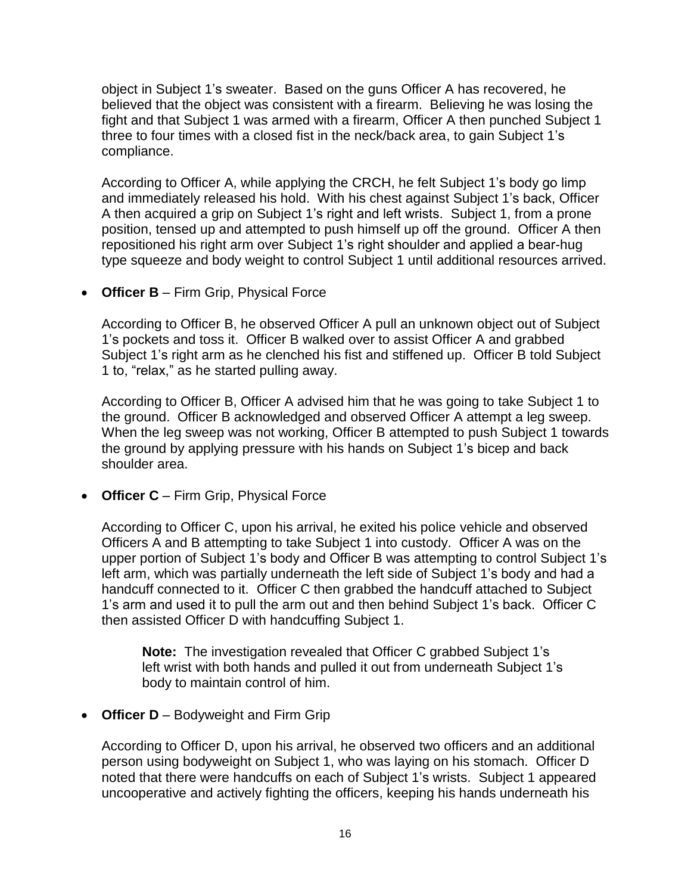object in Subject 1's sweater. Based on the guns Officer A has recovered, he believed that the object was consistent with a firearm. Believing he was losing the fight and that Subject 1 was armed with a firearm, Officer A then punched Subject 1 three to four times with a closed fist in the neck/back area, to gain Subject 1's compliance.

According to Officer A, while applying the CRCH, he felt Subject 1's body go limp and immediately released his hold. With his chest against Subject 1's back, Officer A then acquired a grip on Subject 1's right and left wrists. Subject 1, from a prone position, tensed up and attempted to push himself up off the ground. Officer A then repositioned his right arm over Subject 1's right shoulder and applied a bear-hug type squeeze and body weight to control Subject 1 until additional resources arrived.

- **Officer B** – Firm Grip, Physical Force

  According to Officer B, he observed Officer A pull an unknown object out of Subject 1's pockets and toss it. Officer B walked over to assist Officer A and grabbed Subject 1's right arm as he clenched his fist and stiffened up. Officer B told Subject 1 to, "relax," as he started pulling away.

  According to Officer B, Officer A advised him that he was going to take Subject 1 to the ground. Officer B acknowledged and observed Officer A attempt a leg sweep. When the leg sweep was not working, Officer B attempted to push Subject 1 towards the ground by applying pressure with his hands on Subject 1's bicep and back shoulder area.

- **Officer C** – Firm Grip, Physical Force

  According to Officer C, upon his arrival, he exited his police vehicle and observed Officers A and B attempting to take Subject 1 into custody. Officer A was on the upper portion of Subject 1's body and Officer B was attempting to control Subject 1's left arm, which was partially underneath the left side of Subject 1's body and had a handcuff connected to it. Officer C then grabbed the handcuff attached to Subject 1's arm and used it to pull the arm out and then behind Subject 1's back. Officer C then assisted Officer D with handcuffing Subject 1.

  > **Note:** The investigation revealed that Officer C grabbed Subject 1's left wrist with both hands and pulled it out from underneath Subject 1's body to maintain control of him.

- **Officer D** – Bodyweight and Firm Grip

  According to Officer D, upon his arrival, he observed two officers and an additional person using bodyweight on Subject 1, who was laying on his stomach. Officer D noted that there were handcuffs on each of Subject 1's wrists. Subject 1 appeared uncooperative and actively fighting the officers, keeping his hands underneath his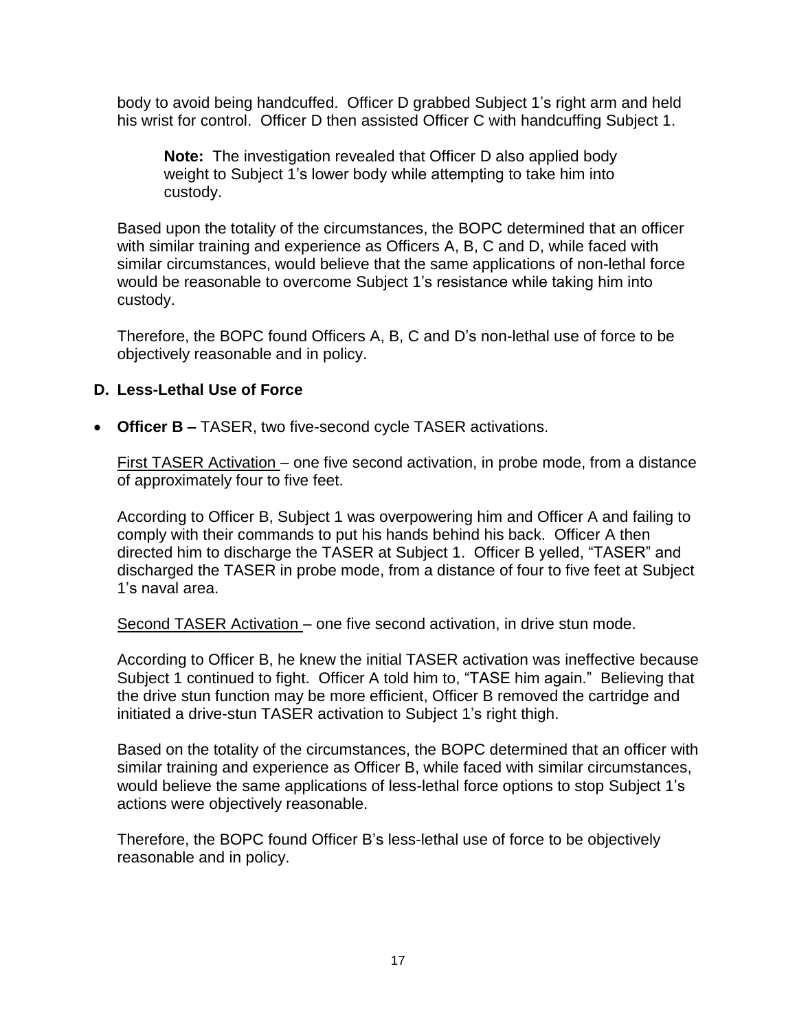body to avoid being handcuffed. Officer D grabbed Subject 1's right arm and held his wrist for control. Officer D then assisted Officer C with handcuffing Subject 1.

> **Note:** The investigation revealed that Officer D also applied body weight to Subject 1's lower body while attempting to take him into custody.

Based upon the totality of the circumstances, the BOPC determined that an officer with similar training and experience as Officers A, B, C and D, while faced with similar circumstances, would believe that the same applications of non-lethal force would be reasonable to overcome Subject 1's resistance while taking him into custody.

Therefore, the BOPC found Officers A, B, C and D's non-lethal use of force to be objectively reasonable and in policy.

### D. Less-Lethal Use of Force

- **Officer B –** TASER, two five-second cycle TASER activations.

First TASER Activation – one five second activation, in probe mode, from a distance of approximately four to five feet.

According to Officer B, Subject 1 was overpowering him and Officer A and failing to comply with their commands to put his hands behind his back. Officer A then directed him to discharge the TASER at Subject 1. Officer B yelled, "TASER" and discharged the TASER in probe mode, from a distance of four to five feet at Subject 1's naval area.

Second TASER Activation – one five second activation, in drive stun mode.

According to Officer B, he knew the initial TASER activation was ineffective because Subject 1 continued to fight. Officer A told him to, "TASE him again." Believing that the drive stun function may be more efficient, Officer B removed the cartridge and initiated a drive-stun TASER activation to Subject 1's right thigh.

Based on the totality of the circumstances, the BOPC determined that an officer with similar training and experience as Officer B, while faced with similar circumstances, would believe the same applications of less-lethal force options to stop Subject 1's actions were objectively reasonable.

Therefore, the BOPC found Officer B's less-lethal use of force to be objectively reasonable and in policy.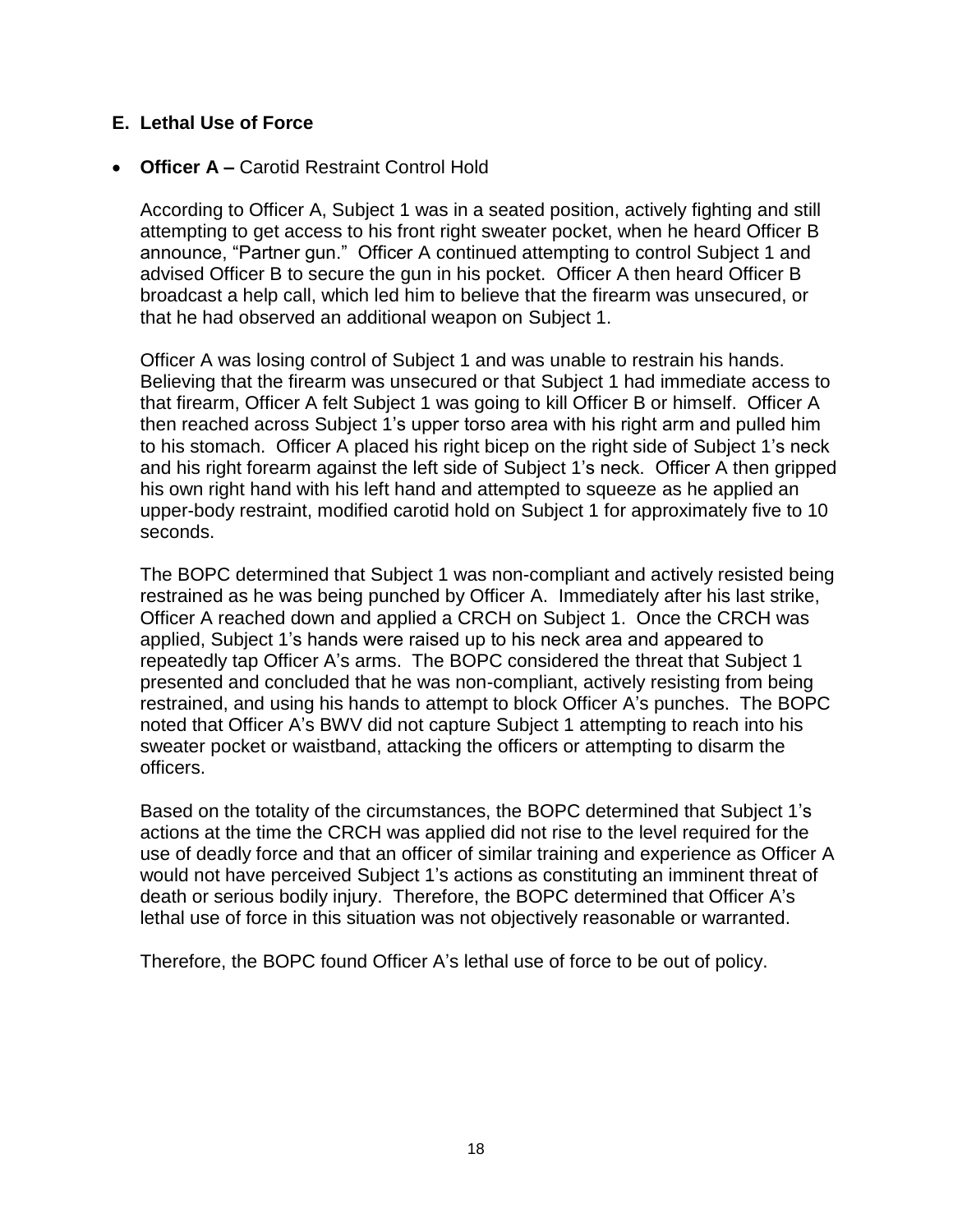## E. Lethal Use of Force

- **Officer A –** Carotid Restraint Control Hold

According to Officer A, Subject 1 was in a seated position, actively fighting and still attempting to get access to his front right sweater pocket, when he heard Officer B announce, "Partner gun." Officer A continued attempting to control Subject 1 and advised Officer B to secure the gun in his pocket. Officer A then heard Officer B broadcast a help call, which led him to believe that the firearm was unsecured, or that he had observed an additional weapon on Subject 1.

Officer A was losing control of Subject 1 and was unable to restrain his hands. Believing that the firearm was unsecured or that Subject 1 had immediate access to that firearm, Officer A felt Subject 1 was going to kill Officer B or himself. Officer A then reached across Subject 1's upper torso area with his right arm and pulled him to his stomach. Officer A placed his right bicep on the right side of Subject 1's neck and his right forearm against the left side of Subject 1's neck. Officer A then gripped his own right hand with his left hand and attempted to squeeze as he applied an upper-body restraint, modified carotid hold on Subject 1 for approximately five to 10 seconds.

The BOPC determined that Subject 1 was non-compliant and actively resisted being restrained as he was being punched by Officer A. Immediately after his last strike, Officer A reached down and applied a CRCH on Subject 1. Once the CRCH was applied, Subject 1's hands were raised up to his neck area and appeared to repeatedly tap Officer A's arms. The BOPC considered the threat that Subject 1 presented and concluded that he was non-compliant, actively resisting from being restrained, and using his hands to attempt to block Officer A's punches. The BOPC noted that Officer A's BWV did not capture Subject 1 attempting to reach into his sweater pocket or waistband, attacking the officers or attempting to disarm the officers.

Based on the totality of the circumstances, the BOPC determined that Subject 1's actions at the time the CRCH was applied did not rise to the level required for the use of deadly force and that an officer of similar training and experience as Officer A would not have perceived Subject 1's actions as constituting an imminent threat of death or serious bodily injury. Therefore, the BOPC determined that Officer A's lethal use of force in this situation was not objectively reasonable or warranted.

Therefore, the BOPC found Officer A's lethal use of force to be out of policy.